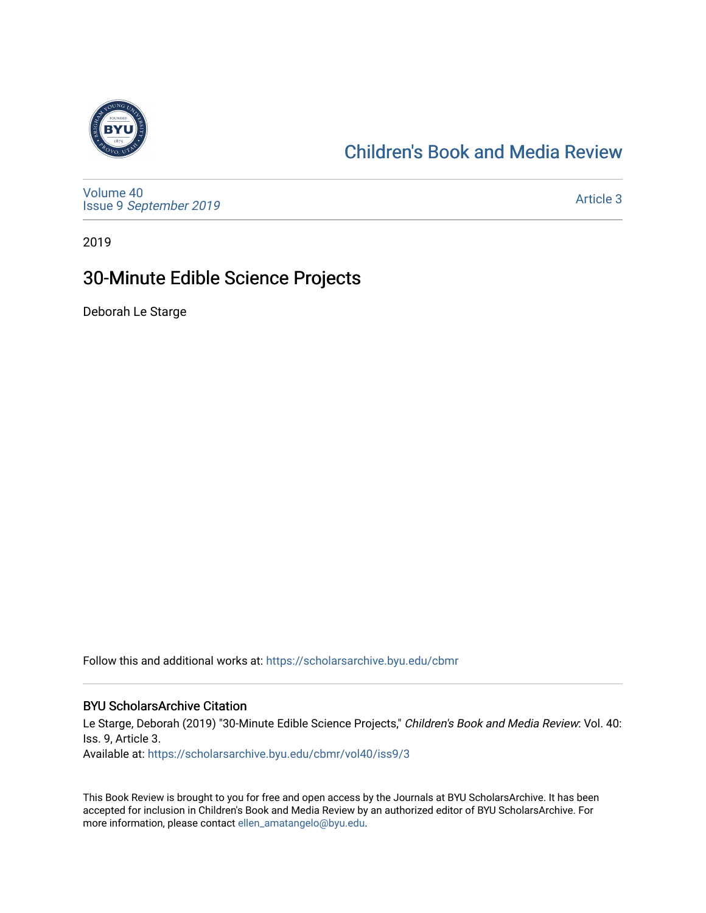Children's Book and Media Review

Volume 40
Issue 9 *September 2019*

Article 3

2019

# 30-Minute Edible Science Projects

Deborah Le Starge

Follow this and additional works at: https://scholarsarchive.byu.edu/cbmr

## BYU ScholarsArchive Citation

Le Starge, Deborah (2019) "30-Minute Edible Science Projects," *Children's Book and Media Review*: Vol. 40: Iss. 9, Article 3.
Available at: https://scholarsarchive.byu.edu/cbmr/vol40/iss9/3

This Book Review is brought to you for free and open access by the Journals at BYU ScholarsArchive. It has been accepted for inclusion in Children's Book and Media Review by an authorized editor of BYU ScholarsArchive. For more information, please contact ellen_amatangelo@byu.edu.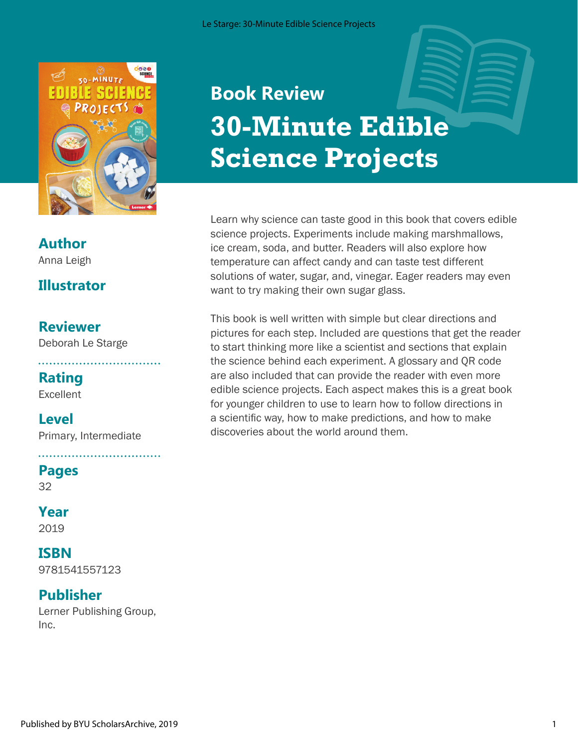## Book Review

# 30-Minute Edible Science Projects

**Author**
Anna Leigh

**Illustrator**

**Reviewer**
Deborah Le Starge

**Rating**
Excellent

**Level**
Primary, Intermediate

**Pages**
32

**Year**
2019

**ISBN**
9781541557123

**Publisher**
Lerner Publishing Group, Inc.

Learn why science can taste good in this book that covers edible science projects. Experiments include making marshmallows, ice cream, soda, and butter. Readers will also explore how temperature can affect candy and can taste test different solutions of water, sugar, and, vinegar. Eager readers may even want to try making their own sugar glass.

This book is well written with simple but clear directions and pictures for each step. Included are questions that get the reader to start thinking more like a scientist and sections that explain the science behind each experiment. A glossary and QR code are also included that can provide the reader with even more edible science projects. Each aspect makes this is a great book for younger children to use to learn how to follow directions in a scientific way, how to make predictions, and how to make discoveries about the world around them.